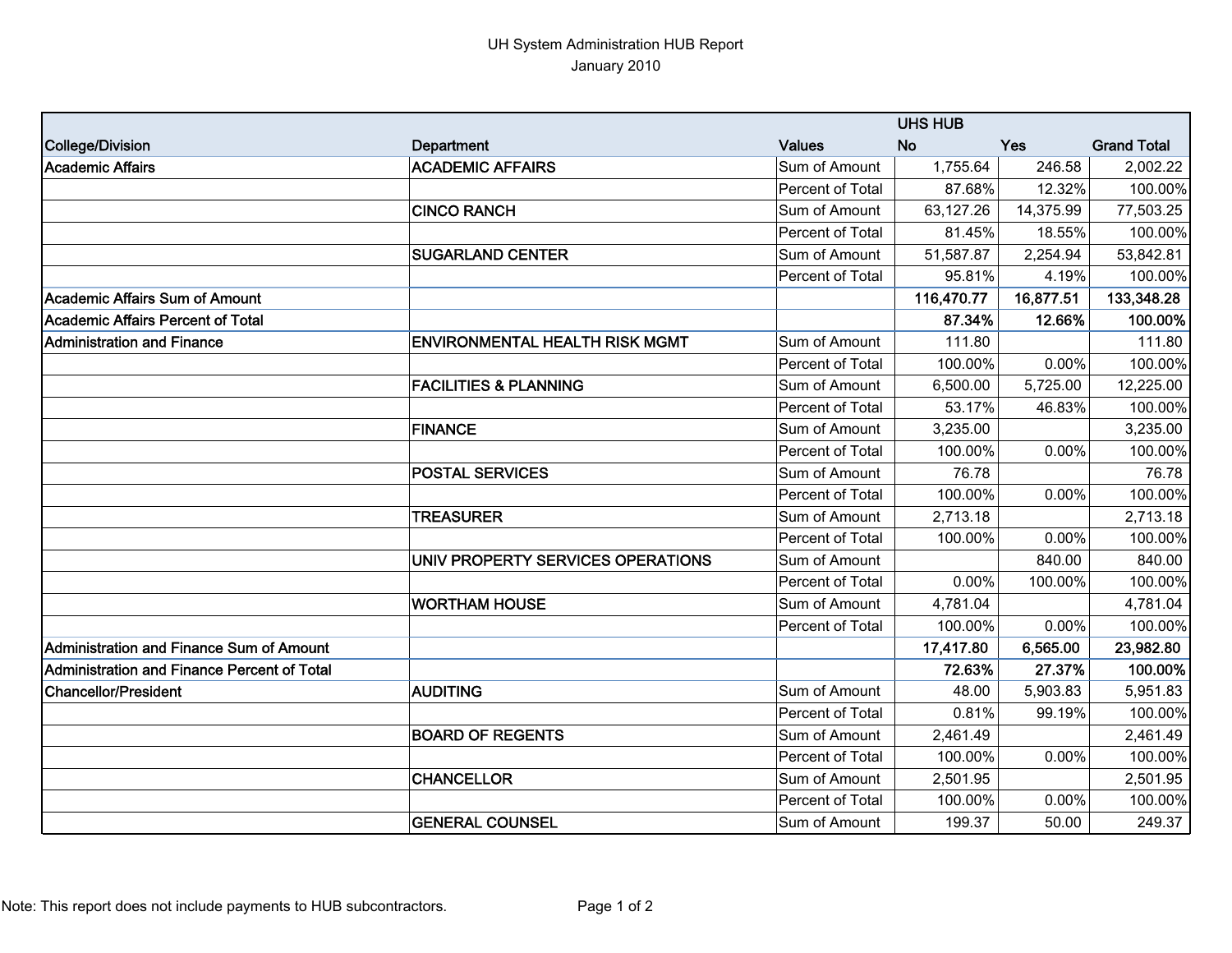# UH System Administration HUB Report

January 2010

| College/Division | Department | Values | UHS HUB No | Yes | Grand Total |
|---|---|---|---|---|---|
| Academic Affairs | ACADEMIC AFFAIRS | Sum of Amount | 1,755.64 | 246.58 | 2,002.22 |
| | | Percent of Total | 87.68% | 12.32% | 100.00% |
| | CINCO RANCH | Sum of Amount | 63,127.26 | 14,375.99 | 77,503.25 |
| | | Percent of Total | 81.45% | 18.55% | 100.00% |
| | SUGARLAND CENTER | Sum of Amount | 51,587.87 | 2,254.94 | 53,842.81 |
| | | Percent of Total | 95.81% | 4.19% | 100.00% |
| **Academic Affairs Sum of Amount** | | | **116,470.77** | **16,877.51** | **133,348.28** |
| **Academic Affairs Percent of Total** | | | **87.34%** | **12.66%** | **100.00%** |
| Administration and Finance | ENVIRONMENTAL HEALTH RISK MGMT | Sum of Amount | 111.80 | | 111.80 |
| | | Percent of Total | 100.00% | 0.00% | 100.00% |
| | FACILITIES & PLANNING | Sum of Amount | 6,500.00 | 5,725.00 | 12,225.00 |
| | | Percent of Total | 53.17% | 46.83% | 100.00% |
| | FINANCE | Sum of Amount | 3,235.00 | | 3,235.00 |
| | | Percent of Total | 100.00% | 0.00% | 100.00% |
| | POSTAL SERVICES | Sum of Amount | 76.78 | | 76.78 |
| | | Percent of Total | 100.00% | 0.00% | 100.00% |
| | TREASURER | Sum of Amount | 2,713.18 | | 2,713.18 |
| | | Percent of Total | 100.00% | 0.00% | 100.00% |
| | UNIV PROPERTY SERVICES OPERATIONS | Sum of Amount | | 840.00 | 840.00 |
| | | Percent of Total | 0.00% | 100.00% | 100.00% |
| | WORTHAM HOUSE | Sum of Amount | 4,781.04 | | 4,781.04 |
| | | Percent of Total | 100.00% | 0.00% | 100.00% |
| **Administration and Finance Sum of Amount** | | | **17,417.80** | **6,565.00** | **23,982.80** |
| **Administration and Finance Percent of Total** | | | **72.63%** | **27.37%** | **100.00%** |
| Chancellor/President | AUDITING | Sum of Amount | 48.00 | 5,903.83 | 5,951.83 |
| | | Percent of Total | 0.81% | 99.19% | 100.00% |
| | BOARD OF REGENTS | Sum of Amount | 2,461.49 | | 2,461.49 |
| | | Percent of Total | 100.00% | 0.00% | 100.00% |
| | CHANCELLOR | Sum of Amount | 2,501.95 | | 2,501.95 |
| | | Percent of Total | 100.00% | 0.00% | 100.00% |
| | GENERAL COUNSEL | Sum of Amount | 199.37 | 50.00 | 249.37 |

Note: This report does not include payments to HUB subcontractors.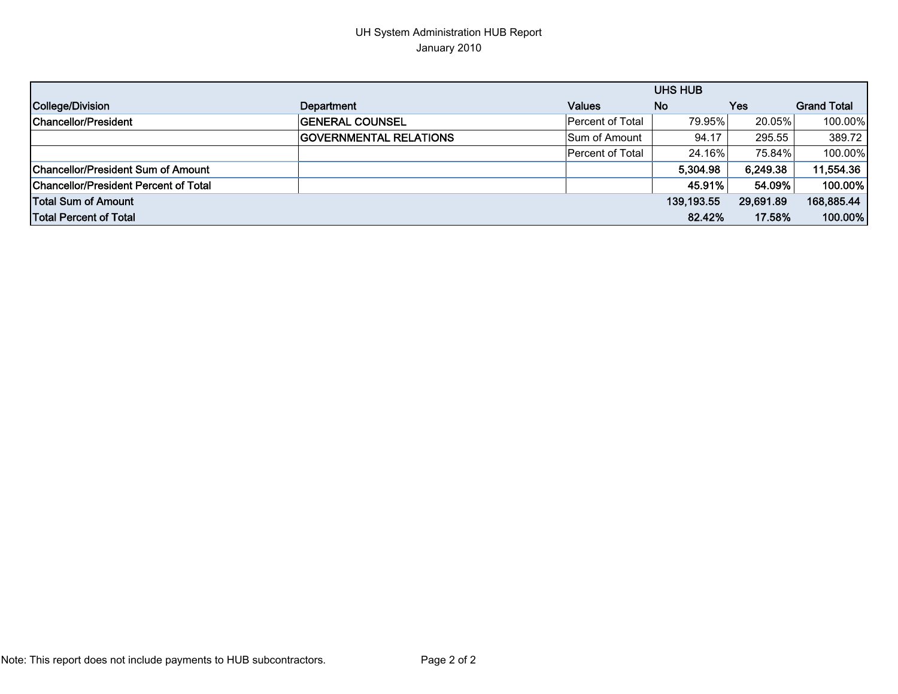UH System Administration HUB Report
January 2010

| | | | UHS HUB | | |
|---|---|---|---|---|---|
| **College/Division** | **Department** | **Values** | **No** | **Yes** | **Grand Total** |
| **Chancellor/President** | **GENERAL COUNSEL** | Percent of Total | 79.95% | 20.05% | 100.00% |
| | **GOVERNMENTAL RELATIONS** | Sum of Amount | 94.17 | 295.55 | 389.72 |
| | | Percent of Total | 24.16% | 75.84% | 100.00% |
| **Chancellor/President Sum of Amount** | | | **5,304.98** | **6,249.38** | **11,554.36** |
| **Chancellor/President Percent of Total** | | | **45.91%** | **54.09%** | **100.00%** |
| **Total Sum of Amount** | | | **139,193.55** | **29,691.89** | **168,885.44** |
| **Total Percent of Total** | | | **82.42%** | **17.58%** | **100.00%** |

Note: This report does not include payments to HUB subcontractors.